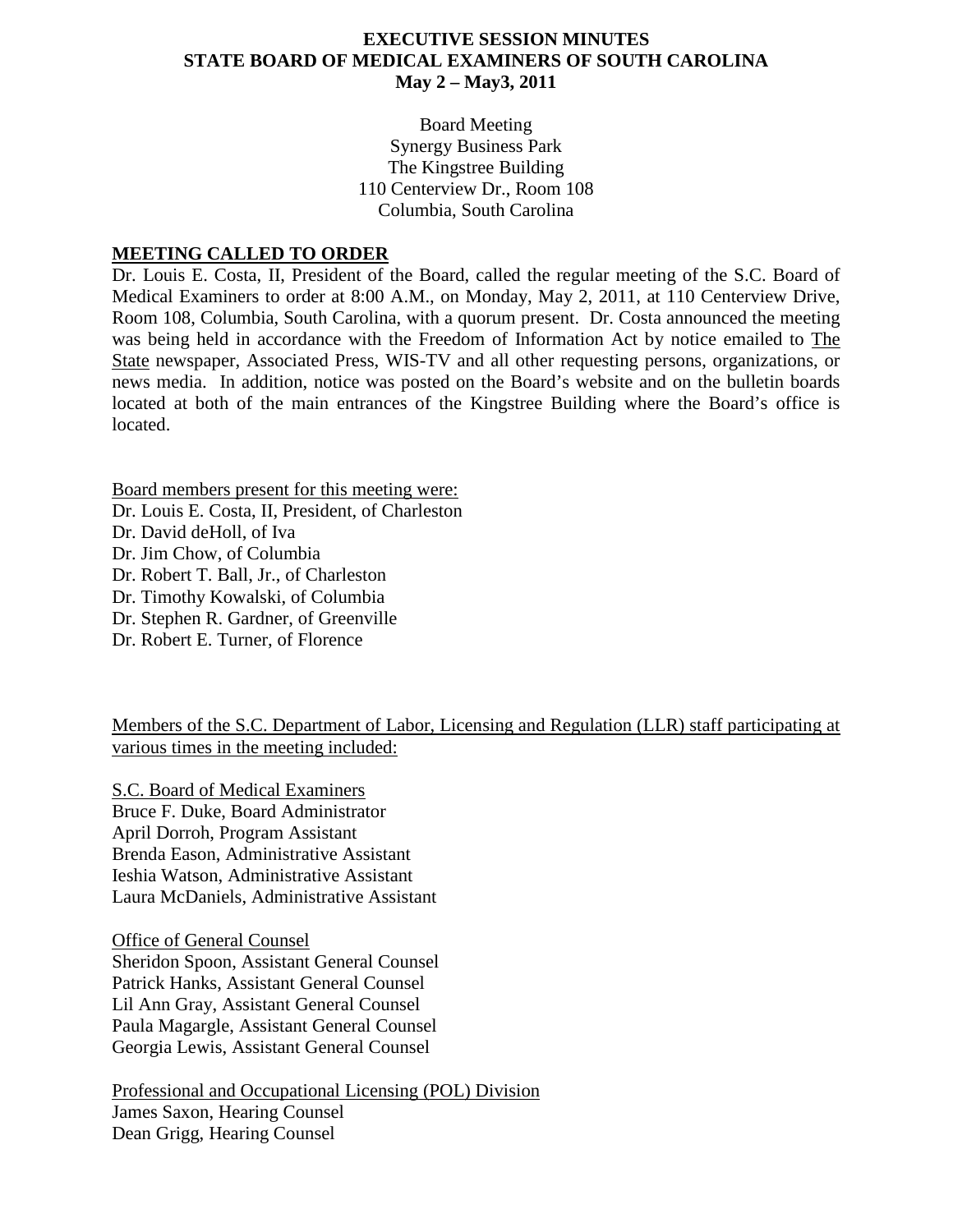# EXECUTIVE SESSION MINUTES
# STATE BOARD OF MEDICAL EXAMINERS OF SOUTH CAROLINA
# May 2 – May3, 2011

Board Meeting
Synergy Business Park
The Kingstree Building
110 Centerview Dr., Room 108
Columbia, South Carolina

## MEETING CALLED TO ORDER

Dr. Louis E. Costa, II, President of the Board, called the regular meeting of the S.C. Board of Medical Examiners to order at 8:00 A.M., on Monday, May 2, 2011, at 110 Centerview Drive, Room 108, Columbia, South Carolina, with a quorum present. Dr. Costa announced the meeting was being held in accordance with the Freedom of Information Act by notice emailed to The State newspaper, Associated Press, WIS-TV and all other requesting persons, organizations, or news media. In addition, notice was posted on the Board's website and on the bulletin boards located at both of the main entrances of the Kingstree Building where the Board's office is located.

Board members present for this meeting were:
Dr. Louis E. Costa, II, President, of Charleston
Dr. David deHoll, of Iva
Dr. Jim Chow, of Columbia
Dr. Robert T. Ball, Jr., of Charleston
Dr. Timothy Kowalski, of Columbia
Dr. Stephen R. Gardner, of Greenville
Dr. Robert E. Turner, of Florence

Members of the S.C. Department of Labor, Licensing and Regulation (LLR) staff participating at various times in the meeting included:

S.C. Board of Medical Examiners
Bruce F. Duke, Board Administrator
April Dorroh, Program Assistant
Brenda Eason, Administrative Assistant
Ieshia Watson, Administrative Assistant
Laura McDaniels, Administrative Assistant

Office of General Counsel
Sheridon Spoon, Assistant General Counsel
Patrick Hanks, Assistant General Counsel
Lil Ann Gray, Assistant General Counsel
Paula Magargle, Assistant General Counsel
Georgia Lewis, Assistant General Counsel

Professional and Occupational Licensing (POL) Division
James Saxon, Hearing Counsel
Dean Grigg, Hearing Counsel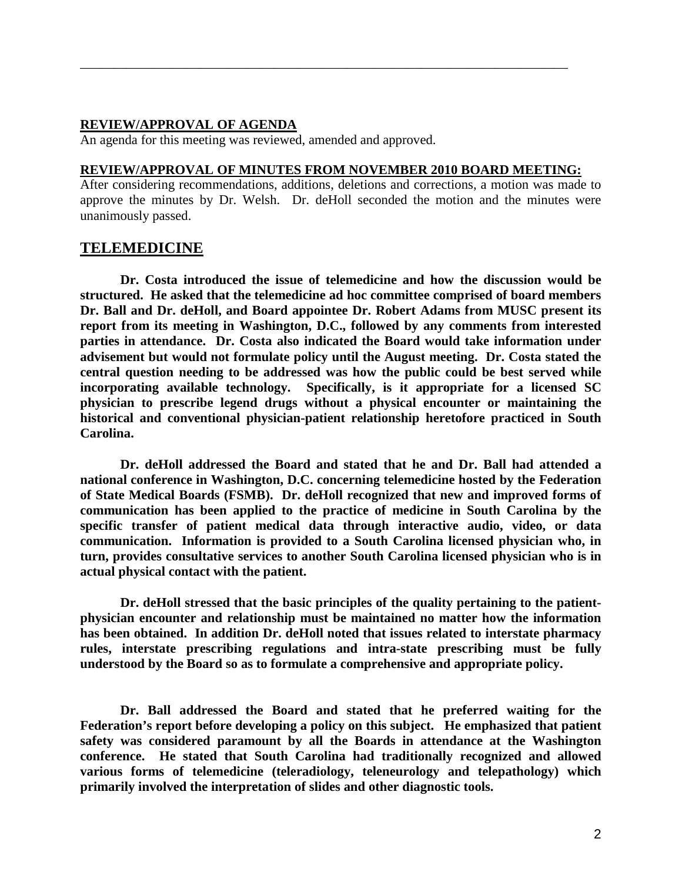---

**REVIEW/APPROVAL OF AGENDA**

An agenda for this meeting was reviewed, amended and approved.

**REVIEW/APPROVAL OF MINUTES FROM NOVEMBER 2010 BOARD MEETING:**

After considering recommendations, additions, deletions and corrections, a motion was made to approve the minutes by Dr. Welsh. Dr. deHoll seconded the motion and the minutes were unanimously passed.

## TELEMEDICINE

**Dr. Costa introduced the issue of telemedicine and how the discussion would be structured. He asked that the telemedicine ad hoc committee comprised of board members Dr. Ball and Dr. deHoll, and Board appointee Dr. Robert Adams from MUSC present its report from its meeting in Washington, D.C., followed by any comments from interested parties in attendance. Dr. Costa also indicated the Board would take information under advisement but would not formulate policy until the August meeting. Dr. Costa stated the central question needing to be addressed was how the public could be best served while incorporating available technology. Specifically, is it appropriate for a licensed SC physician to prescribe legend drugs without a physical encounter or maintaining the historical and conventional physician-patient relationship heretofore practiced in South Carolina.**

**Dr. deHoll addressed the Board and stated that he and Dr. Ball had attended a national conference in Washington, D.C. concerning telemedicine hosted by the Federation of State Medical Boards (FSMB). Dr. deHoll recognized that new and improved forms of communication has been applied to the practice of medicine in South Carolina by the specific transfer of patient medical data through interactive audio, video, or data communication. Information is provided to a South Carolina licensed physician who, in turn, provides consultative services to another South Carolina licensed physician who is in actual physical contact with the patient.**

**Dr. deHoll stressed that the basic principles of the quality pertaining to the patient-physician encounter and relationship must be maintained no matter how the information has been obtained. In addition Dr. deHoll noted that issues related to interstate pharmacy rules, interstate prescribing regulations and intra-state prescribing must be fully understood by the Board so as to formulate a comprehensive and appropriate policy.**

**Dr. Ball addressed the Board and stated that he preferred waiting for the Federation's report before developing a policy on this subject. He emphasized that patient safety was considered paramount by all the Boards in attendance at the Washington conference. He stated that South Carolina had traditionally recognized and allowed various forms of telemedicine (teleradiology, teleneurology and telepathology) which primarily involved the interpretation of slides and other diagnostic tools.**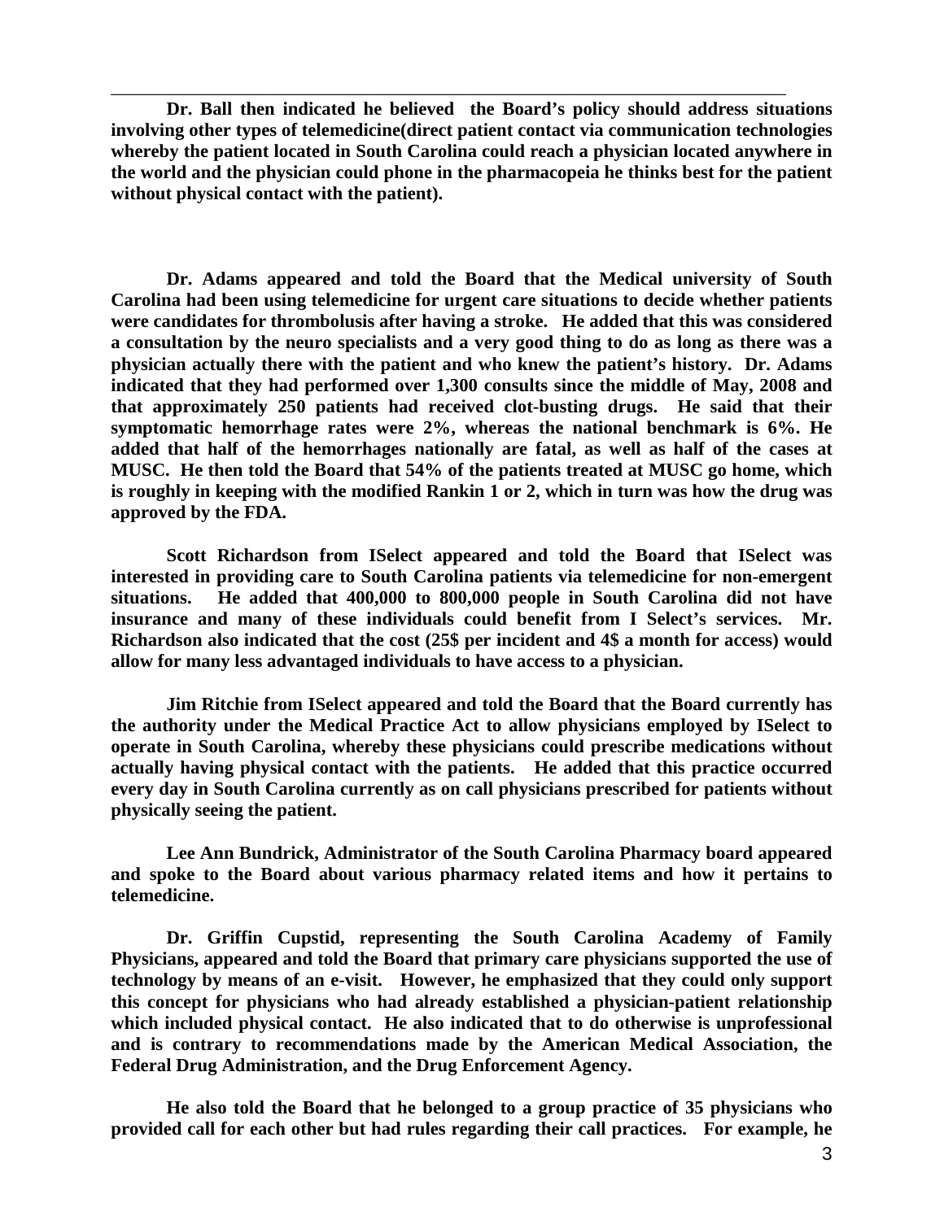**Dr. Ball then indicated he believed the Board's policy should address situations involving other types of telemedicine(direct patient contact via communication technologies whereby the patient located in South Carolina could reach a physician located anywhere in the world and the physician could phone in the pharmacopeia he thinks best for the patient without physical contact with the patient).**

**Dr. Adams appeared and told the Board that the Medical university of South Carolina had been using telemedicine for urgent care situations to decide whether patients were candidates for thrombolusis after having a stroke. He added that this was considered a consultation by the neuro specialists and a very good thing to do as long as there was a physician actually there with the patient and who knew the patient's history. Dr. Adams indicated that they had performed over 1,300 consults since the middle of May, 2008 and that approximately 250 patients had received clot-busting drugs. He said that their symptomatic hemorrhage rates were 2%, whereas the national benchmark is 6%. He added that half of the hemorrhages nationally are fatal, as well as half of the cases at MUSC. He then told the Board that 54% of the patients treated at MUSC go home, which is roughly in keeping with the modified Rankin 1 or 2, which in turn was how the drug was approved by the FDA.**

**Scott Richardson from ISelect appeared and told the Board that ISelect was interested in providing care to South Carolina patients via telemedicine for non-emergent situations. He added that 400,000 to 800,000 people in South Carolina did not have insurance and many of these individuals could benefit from I Select's services. Mr. Richardson also indicated that the cost (25$ per incident and 4$ a month for access) would allow for many less advantaged individuals to have access to a physician.**

**Jim Ritchie from ISelect appeared and told the Board that the Board currently has the authority under the Medical Practice Act to allow physicians employed by ISelect to operate in South Carolina, whereby these physicians could prescribe medications without actually having physical contact with the patients. He added that this practice occurred every day in South Carolina currently as on call physicians prescribed for patients without physically seeing the patient.**

**Lee Ann Bundrick, Administrator of the South Carolina Pharmacy board appeared and spoke to the Board about various pharmacy related items and how it pertains to telemedicine.**

**Dr. Griffin Cupstid, representing the South Carolina Academy of Family Physicians, appeared and told the Board that primary care physicians supported the use of technology by means of an e-visit. However, he emphasized that they could only support this concept for physicians who had already established a physician-patient relationship which included physical contact. He also indicated that to do otherwise is unprofessional and is contrary to recommendations made by the American Medical Association, the Federal Drug Administration, and the Drug Enforcement Agency.**

**He also told the Board that he belonged to a group practice of 35 physicians who provided call for each other but had rules regarding their call practices. For example, he**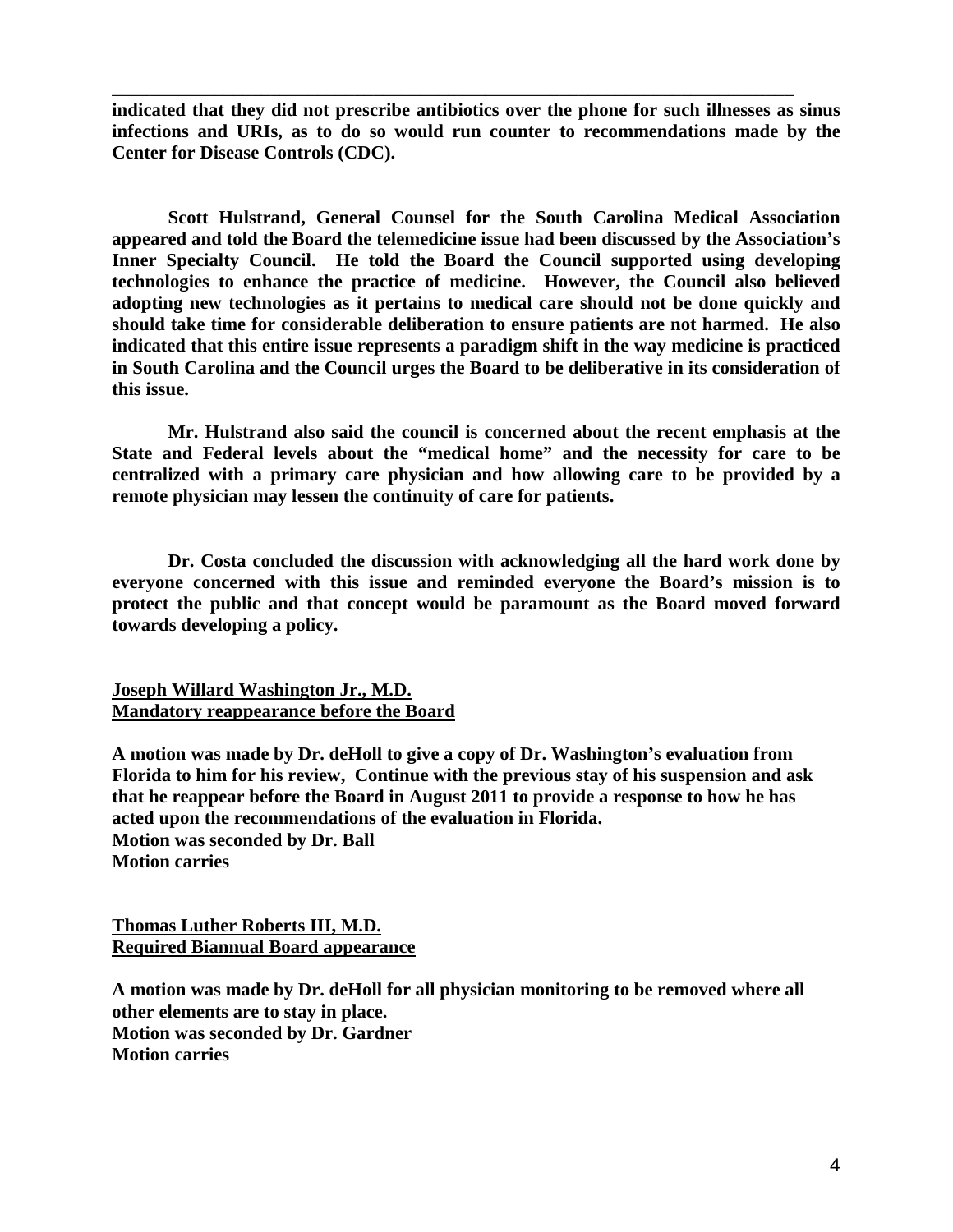**indicated that they did not prescribe antibiotics over the phone for such illnesses as sinus infections and URIs, as to do so would run counter to recommendations made by the Center for Disease Controls (CDC).**

**Scott Hulstrand, General Counsel for the South Carolina Medical Association appeared and told the Board the telemedicine issue had been discussed by the Association's Inner Specialty Council. He told the Board the Council supported using developing technologies to enhance the practice of medicine. However, the Council also believed adopting new technologies as it pertains to medical care should not be done quickly and should take time for considerable deliberation to ensure patients are not harmed. He also indicated that this entire issue represents a paradigm shift in the way medicine is practiced in South Carolina and the Council urges the Board to be deliberative in its consideration of this issue.**

**Mr. Hulstrand also said the council is concerned about the recent emphasis at the State and Federal levels about the "medical home" and the necessity for care to be centralized with a primary care physician and how allowing care to be provided by a remote physician may lessen the continuity of care for patients.**

**Dr. Costa concluded the discussion with acknowledging all the hard work done by everyone concerned with this issue and reminded everyone the Board's mission is to protect the public and that concept would be paramount as the Board moved forward towards developing a policy.**

**Joseph Willard Washington Jr., M.D.**
**Mandatory reappearance before the Board**

**A motion was made by Dr. deHoll to give a copy of Dr. Washington's evaluation from Florida to him for his review, Continue with the previous stay of his suspension and ask that he reappear before the Board in August 2011 to provide a response to how he has acted upon the recommendations of the evaluation in Florida.**
**Motion was seconded by Dr. Ball**
**Motion carries**

**Thomas Luther Roberts III, M.D.**
**Required Biannual Board appearance**

**A motion was made by Dr. deHoll for all physician monitoring to be removed where all other elements are to stay in place.**
**Motion was seconded by Dr. Gardner**
**Motion carries**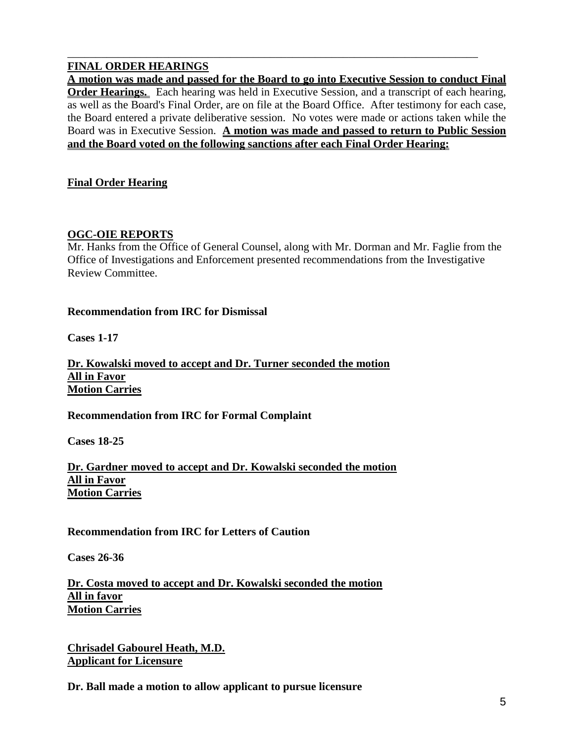---

**FINAL ORDER HEARINGS**

**A motion was made and passed for the Board to go into Executive Session to conduct Final Order Hearings.** Each hearing was held in Executive Session, and a transcript of each hearing, as well as the Board's Final Order, are on file at the Board Office. After testimony for each case, the Board entered a private deliberative session. No votes were made or actions taken while the Board was in Executive Session. **A motion was made and passed to return to Public Session and the Board voted on the following sanctions after each Final Order Hearing:**

**Final Order Hearing**

**OGC-OIE REPORTS**

Mr. Hanks from the Office of General Counsel, along with Mr. Dorman and Mr. Faglie from the Office of Investigations and Enforcement presented recommendations from the Investigative Review Committee.

**Recommendation from IRC for Dismissal**

**Cases 1-17**

**Dr. Kowalski moved to accept and Dr. Turner seconded the motion**
**All in Favor**
**Motion Carries**

**Recommendation from IRC for Formal Complaint**

**Cases 18-25**

**Dr. Gardner moved to accept and Dr. Kowalski seconded the motion**
**All in Favor**
**Motion Carries**

**Recommendation from IRC for Letters of Caution**

**Cases 26-36**

**Dr. Costa moved to accept and Dr. Kowalski seconded the motion**
**All in favor**
**Motion Carries**

**Chrisadel Gabourel Heath, M.D.**
**Applicant for Licensure**

**Dr. Ball made a motion to allow applicant to pursue licensure**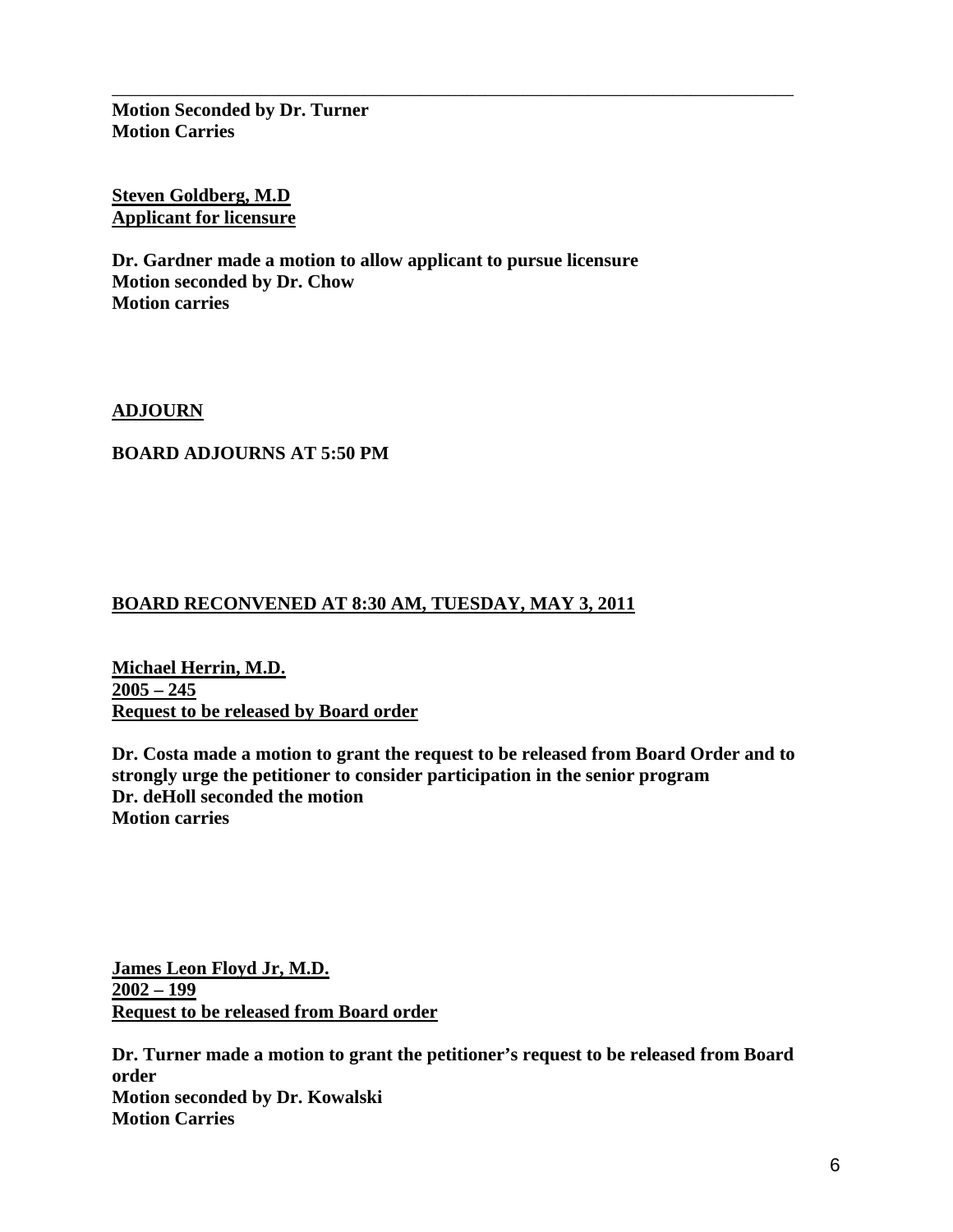---

**Motion Seconded by Dr. Turner**
**Motion Carries**

**Steven Goldberg, M.D**
**Applicant for licensure**

**Dr. Gardner made a motion to allow applicant to pursue licensure**
**Motion seconded by Dr. Chow**
**Motion carries**

**ADJOURN**

**BOARD ADJOURNS AT 5:50 PM**

**BOARD RECONVENED AT 8:30 AM, TUESDAY, MAY 3, 2011**

**Michael Herrin, M.D.**
**2005 – 245**
**Request to be released by Board order**

**Dr. Costa made a motion to grant the request to be released from Board Order and to strongly urge the petitioner to consider participation in the senior program**
**Dr. deHoll seconded the motion**
**Motion carries**

**James Leon Floyd Jr, M.D.**
**2002 – 199**
**Request to be released from Board order**

**Dr. Turner made a motion to grant the petitioner's request to be released from Board order**
**Motion seconded by Dr. Kowalski**
**Motion Carries**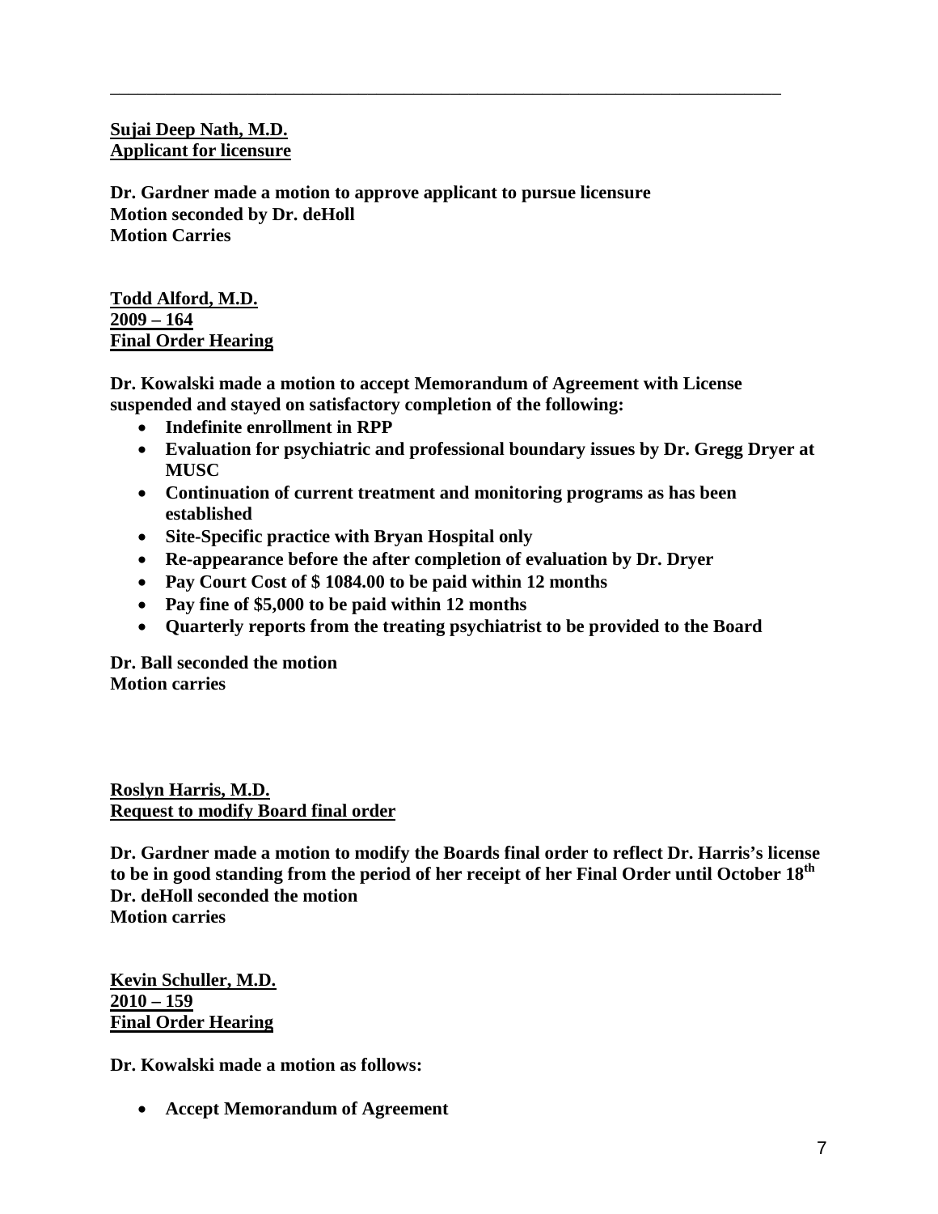---

**<u>Sujai Deep Nath, M.D.</u>**
**<u>Applicant for licensure</u>**

**Dr. Gardner made a motion to approve applicant to pursue licensure**
**Motion seconded by Dr. deHoll**
**Motion Carries**

**<u>Todd Alford, M.D.</u>**
**<u>2009 – 164</u>**
**<u>Final Order Hearing</u>**

**Dr. Kowalski made a motion to accept Memorandum of Agreement with License suspended and stayed on satisfactory completion of the following:**

- **Indefinite enrollment in RPP**
- **Evaluation for psychiatric and professional boundary issues by Dr. Gregg Dryer at MUSC**
- **Continuation of current treatment and monitoring programs as has been established**
- **Site-Specific practice with Bryan Hospital only**
- **Re-appearance before the after completion of evaluation by Dr. Dryer**
- **Pay Court Cost of $ 1084.00 to be paid within 12 months**
- **Pay fine of $5,000 to be paid within 12 months**
- **Quarterly reports from the treating psychiatrist to be provided to the Board**

**Dr. Ball seconded the motion**
**Motion carries**

**<u>Roslyn Harris, M.D.</u>**
**<u>Request to modify Board final order</u>**

**Dr. Gardner made a motion to modify the Boards final order to reflect Dr. Harris's license to be in good standing from the period of her receipt of her Final Order until October 18th**
**Dr. deHoll seconded the motion**
**Motion carries**

**<u>Kevin Schuller, M.D.</u>**
**<u>2010 – 159</u>**
**<u>Final Order Hearing</u>**

**Dr. Kowalski made a motion as follows:**

- **Accept Memorandum of Agreement**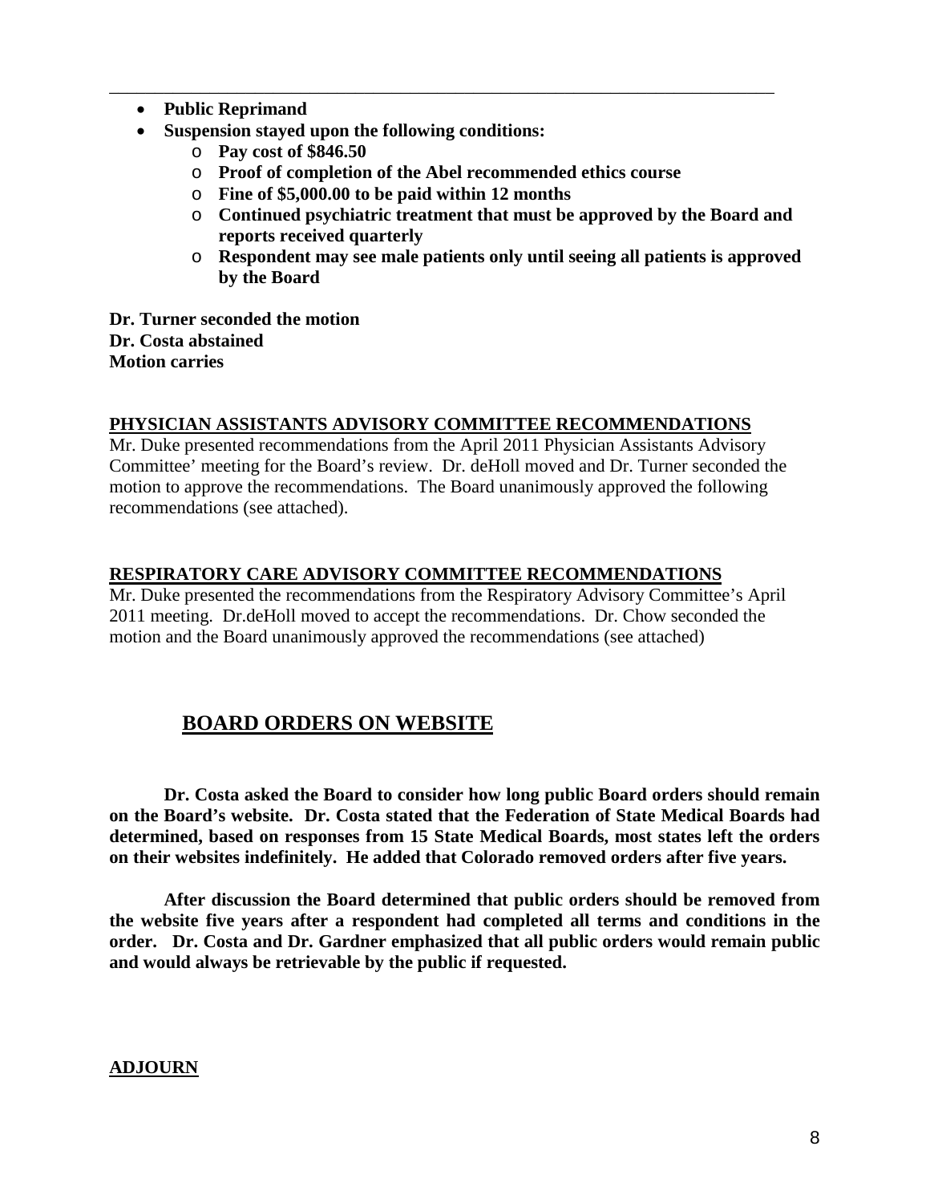- **Public Reprimand**
- **Suspension stayed upon the following conditions:**
  - **Pay cost of $846.50**
  - **Proof of completion of the Abel recommended ethics course**
  - **Fine of $5,000.00 to be paid within 12 months**
  - **Continued psychiatric treatment that must be approved by the Board and reports received quarterly**
  - **Respondent may see male patients only until seeing all patients is approved by the Board**

**Dr. Turner seconded the motion**
**Dr. Costa abstained**
**Motion carries**

**PHYSICIAN ASSISTANTS ADVISORY COMMITTEE RECOMMENDATIONS**

Mr. Duke presented recommendations from the April 2011 Physician Assistants Advisory Committee' meeting for the Board's review. Dr. deHoll moved and Dr. Turner seconded the motion to approve the recommendations. The Board unanimously approved the following recommendations (see attached).

**RESPIRATORY CARE ADVISORY COMMITTEE RECOMMENDATIONS**

Mr. Duke presented the recommendations from the Respiratory Advisory Committee's April 2011 meeting. Dr.deHoll moved to accept the recommendations. Dr. Chow seconded the motion and the Board unanimously approved the recommendations (see attached)

## BOARD ORDERS ON WEBSITE

**Dr. Costa asked the Board to consider how long public Board orders should remain on the Board's website. Dr. Costa stated that the Federation of State Medical Boards had determined, based on responses from 15 State Medical Boards, most states left the orders on their websites indefinitely. He added that Colorado removed orders after five years.**

**After discussion the Board determined that public orders should be removed from the website five years after a respondent had completed all terms and conditions in the order. Dr. Costa and Dr. Gardner emphasized that all public orders would remain public and would always be retrievable by the public if requested.**

**ADJOURN**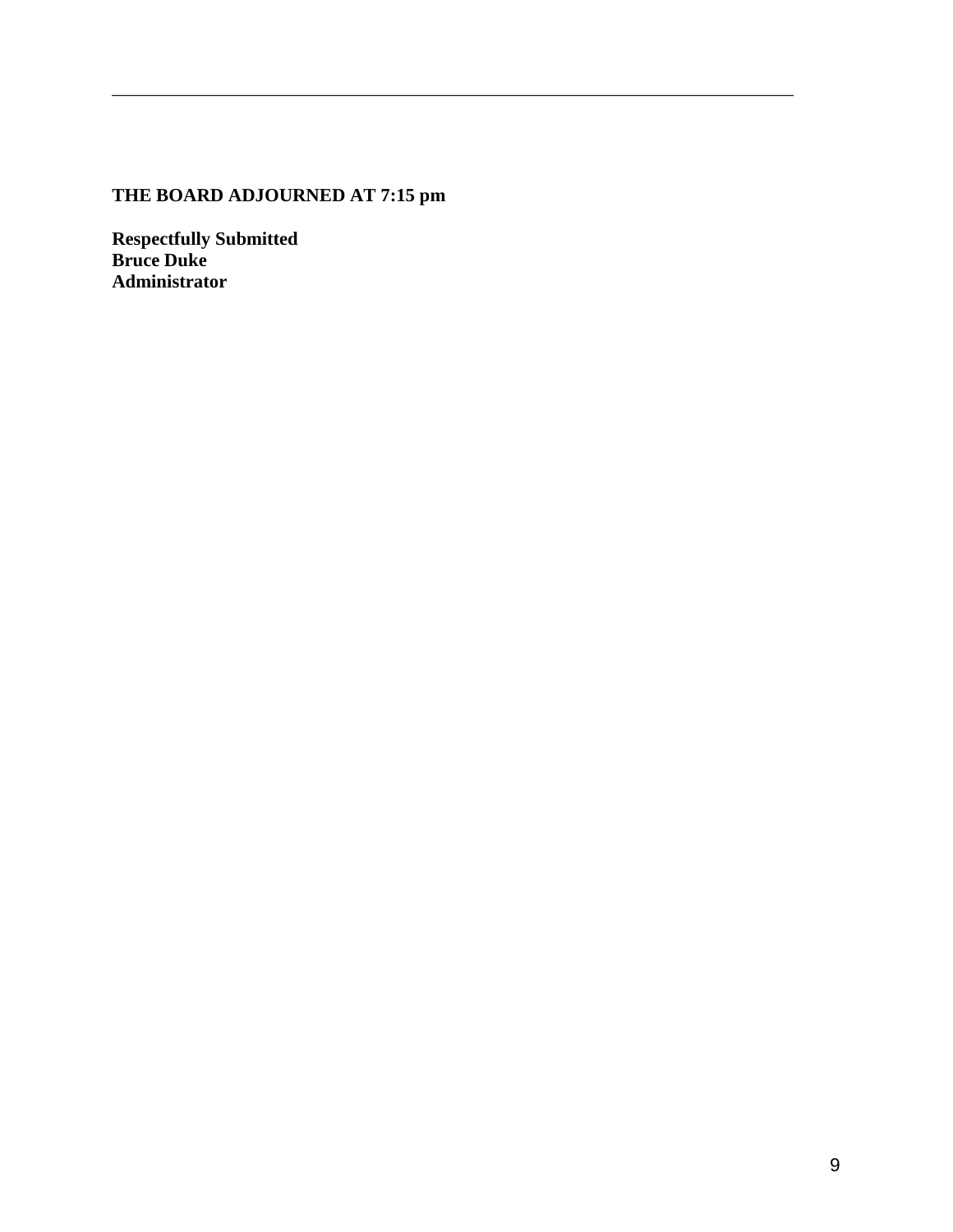---

**THE BOARD ADJOURNED AT 7:15 pm**

**Respectfully Submitted**
**Bruce Duke**
**Administrator**